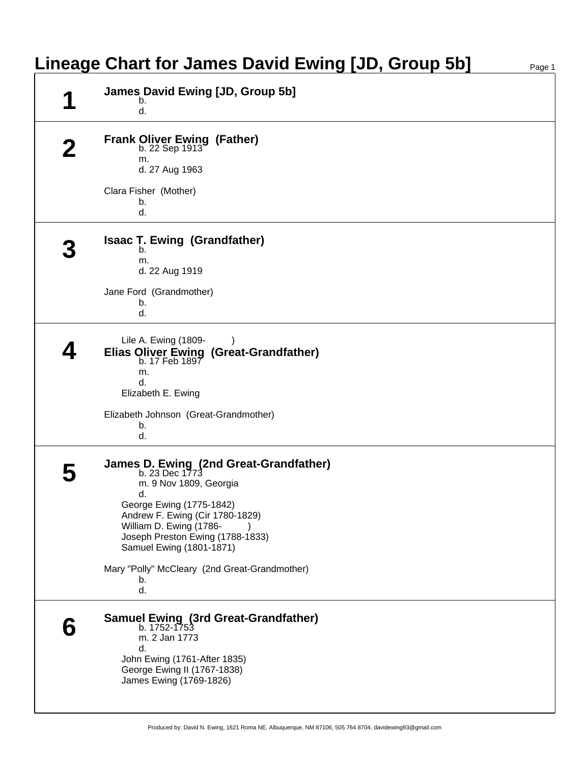# Lineage Chart for James David Ewing [JD, Group 5b]

## 1

**James David Ewing [JD, Group 5b]**

- b.
- d.

## 2

**Frank Oliver Ewing (Father)**

- b. 22 Sep 1913
- m.
- d. 27 Aug 1963

Clara Fisher (Mother)

- b.
- d.

## 3

**Isaac T. Ewing (Grandfather)**

- b.
- m.
- d. 22 Aug 1919

Jane Ford (Grandmother)

- b.
- d.

## 4

Lile A. Ewing (1809- )

**Elias Oliver Ewing (Great-Grandfather)**

- b. 17 Feb 1897
- m.
- d.

Elizabeth E. Ewing

Elizabeth Johnson (Great-Grandmother)

- b.
- d.

## 5

**James D. Ewing (2nd Great-Grandfather)**

- b. 23 Dec 1773
- m. 9 Nov 1809, Georgia
- d.

George Ewing (1775-1842)
Andrew F. Ewing (Cir 1780-1829)
William D. Ewing (1786- )
Joseph Preston Ewing (1788-1833)
Samuel Ewing (1801-1871)

Mary "Polly" McCleary (2nd Great-Grandmother)

- b.
- d.

## 6

**Samuel Ewing (3rd Great-Grandfather)**

- b. 1752-1753
- m. 2 Jan 1773
- d.

John Ewing (1761-After 1835)
George Ewing II (1767-1838)
James Ewing (1769-1826)

Produced by: David N. Ewing, 1621 Roma NE, Albuquerque, NM 87106, 505 764 8704, davidewing93@gmail.com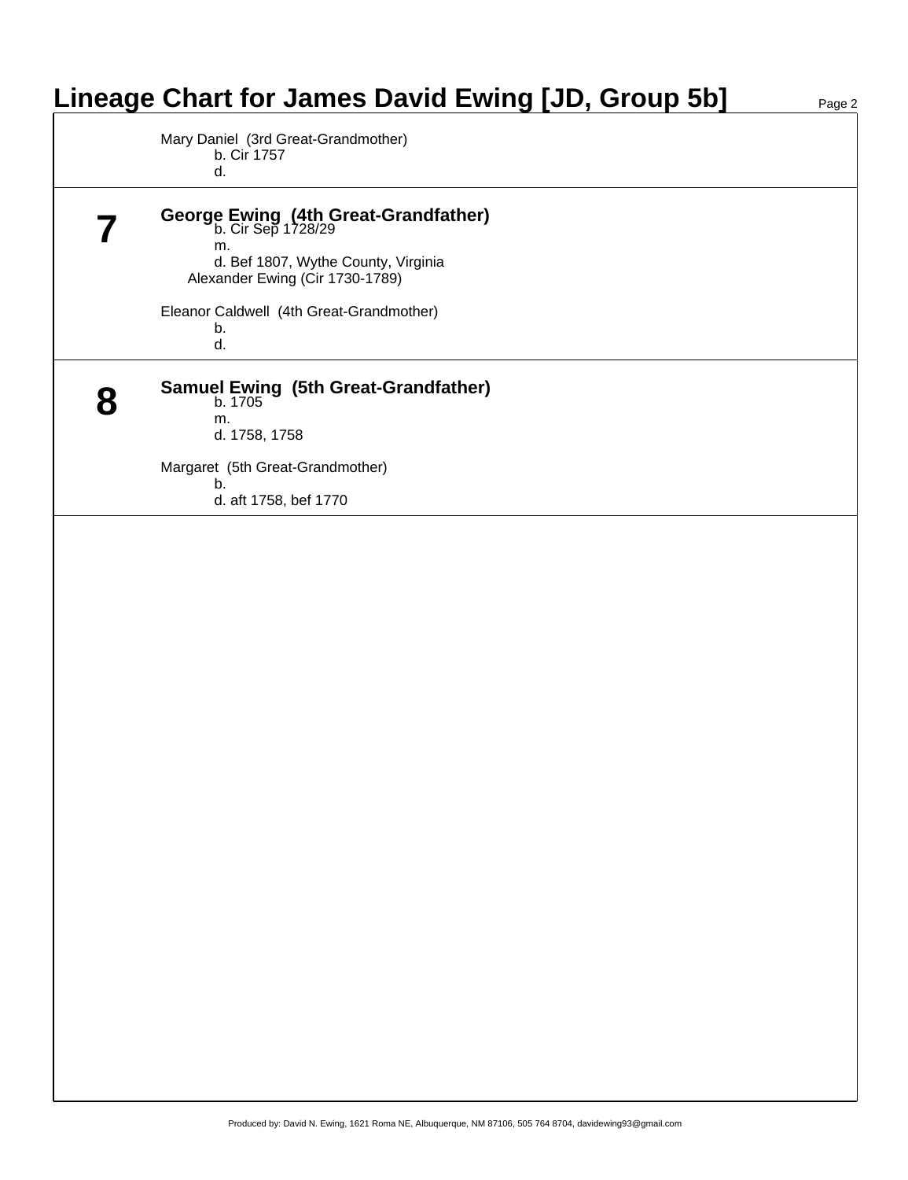Mary Daniel (3rd Great-Grandmother)
b. Cir 1757
d.

## 7

**George Ewing (4th Great-Grandfather)**
b. Cir Sep 1728/29
m.
d. Bef 1807, Wythe County, Virginia
Alexander Ewing (Cir 1730-1789)

Eleanor Caldwell (4th Great-Grandmother)
b.
d.

## 8

**Samuel Ewing (5th Great-Grandfather)**
b. 1705
m.
d. 1758, 1758

Margaret (5th Great-Grandmother)
b.
d. aft 1758, bef 1770

Produced by: David N. Ewing, 1621 Roma NE, Albuquerque, NM 87106, 505 764 8704, davidewing93@gmail.com